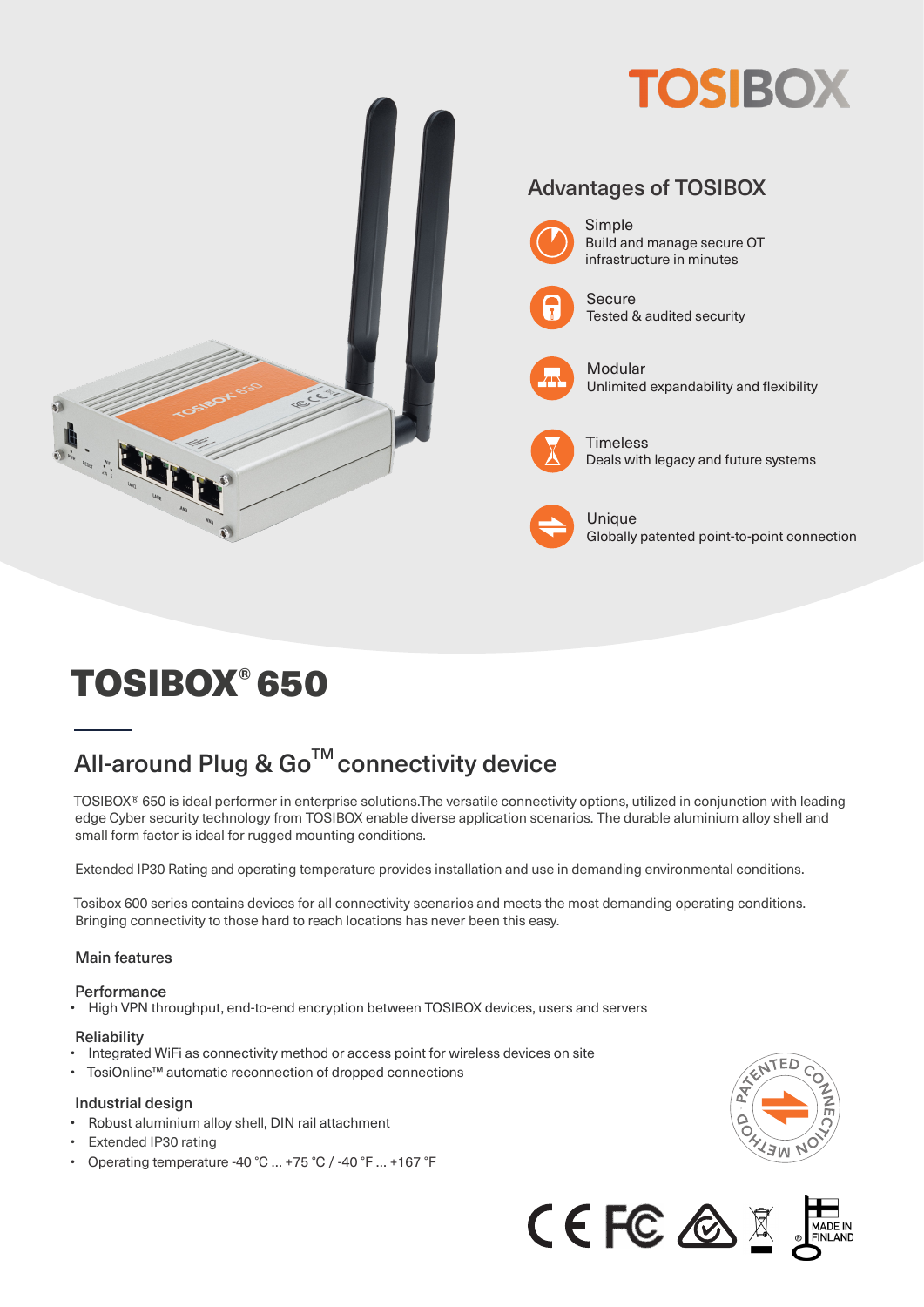TOSIBOX

## Advantages of TOSIBOX

**Simple**
Build and manage secure OT infrastructure in minutes

**Secure**
Tested & audited security

**Modular**
Unlimited expandability and flexibility

**Timeless**
Deals with legacy and future systems

**Unique**
Globally patented point-to-point connection

# TOSIBOX® 650

## All-around Plug & Go™ connectivity device

TOSIBOX® 650 is ideal performer in enterprise solutions.The versatile connectivity options, utilized in conjunction with leading edge Cyber security technology from TOSIBOX enable diverse application scenarios. The durable aluminium alloy shell and small form factor is ideal for rugged mounting conditions.

Extended IP30 Rating and operating temperature provides installation and use in demanding environmental conditions.

Tosibox 600 series contains devices for all connectivity scenarios and meets the most demanding operating conditions. Bringing connectivity to those hard to reach locations has never been this easy.

### Main features

**Performance**

- High VPN throughput, end-to-end encryption between TOSIBOX devices, users and servers

**Reliability**

- Integrated WiFi as connectivity method or access point for wireless devices on site
- TosiOnline™ automatic reconnection of dropped connections

**Industrial design**

- Robust aluminium alloy shell, DIN rail attachment
- Extended IP30 rating
- Operating temperature -40 °C ... +75 °C / -40 °F ... +167 °F

PATENTED CONNECTION METHOD

MADE IN FINLAND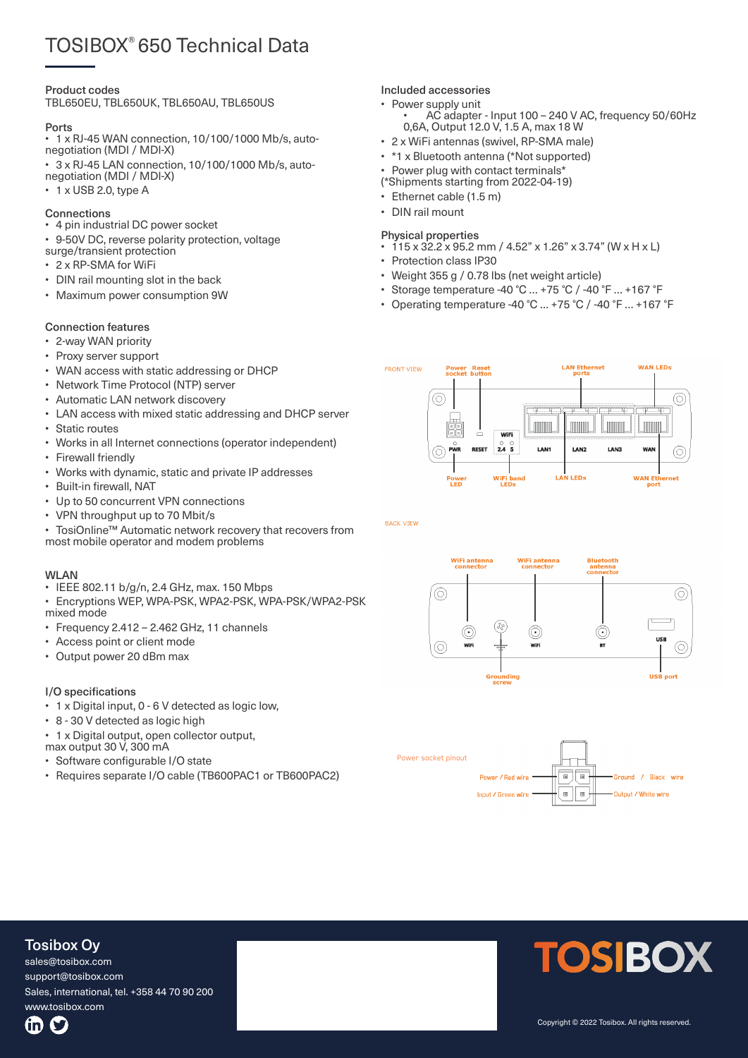# TOSIBOX® 650 Technical Data

### Product codes
TBL650EU, TBL650UK, TBL650AU, TBL650US

### Ports
- 1 x RJ-45 WAN connection, 10/100/1000 Mb/s, auto-negotiation (MDI / MDI-X)
- 3 x RJ-45 LAN connection, 10/100/1000 Mb/s, auto-negotiation (MDI / MDI-X)
- 1 x USB 2.0, type A

### Connections
- 4 pin industrial DC power socket
- 9-50V DC, reverse polarity protection, voltage surge/transient protection
- 2 x RP-SMA for WiFi
- DIN rail mounting slot in the back
- Maximum power consumption 9W

### Connection features
- 2-way WAN priority
- Proxy server support
- WAN access with static addressing or DHCP
- Network Time Protocol (NTP) server
- Automatic LAN network discovery
- LAN access with mixed static addressing and DHCP server
- Static routes
- Works in all Internet connections (operator independent)
- Firewall friendly
- Works with dynamic, static and private IP addresses
- Built-in firewall, NAT
- Up to 50 concurrent VPN connections
- VPN throughput up to 70 Mbit/s
- TosiOnline™ Automatic network recovery that recovers from most mobile operator and modem problems

### WLAN
- IEEE 802.11 b/g/n, 2.4 GHz, max. 150 Mbps
- Encryptions WEP, WPA-PSK, WPA2-PSK, WPA-PSK/WPA2-PSK mixed mode
- Frequency 2.412 – 2.462 GHz, 11 channels
- Access point or client mode
- Output power 20 dBm max

### I/O specifications
- 1 x Digital input, 0 - 6 V detected as logic low,
- 8 - 30 V detected as logic high
- 1 x Digital output, open collector output, max output 30 V, 300 mA
- Software configurable I/O state
- Requires separate I/O cable (TB600PAC1 or TB600PAC2)

### Included accessories
- Power supply unit
  - AC adapter - Input 100 – 240 V AC, frequency 50/60Hz 0,6A, Output 12.0 V, 1.5 A, max 18 W
- 2 x WiFi antennas (swivel, RP-SMA male)
- *1 x Bluetooth antenna (*Not supported)
- Power plug with contact terminals* (*Shipments starting from 2022-04-19)
- Ethernet cable (1.5 m)
- DIN rail mount

### Physical properties
- 115 x 32.2 x 95.2 mm / 4.52" x 1.26" x 3.74" (W x H x L)
- Protection class IP30
- Weight 355 g / 0.78 lbs (net weight article)
- Storage temperature -40 °C ... +75 °C / -40 °F ... +167 °F
- Operating temperature -40 °C ... +75 °C / -40 °F ... +167 °F

FRONT VIEW

Power socket
Reset button
LAN Ethernet ports
WAN LEDs
PWR
RESET
WiFi 2.4 5
LAN1
LAN2
LAN3
WAN
Power LED
WiFi band LEDs
LAN LEDs
WAN Ethernet port

BACK VIEW

WiFi antenna connector
WiFi antenna connector
Bluetooth antenna connector
WiFi
WiFi
BT
USB
Grounding screw
USB port

Power socket pinout

Power / Red wire
Input / Green wire
Ground / Black wire
Output / White wire

**Tosibox Oy**
sales@tosibox.com
support@tosibox.com
Sales, international, tel. +358 44 70 90 200
www.tosibox.com

TOSIBOX

Copyright © 2022 Tosibox. All rights reserved.